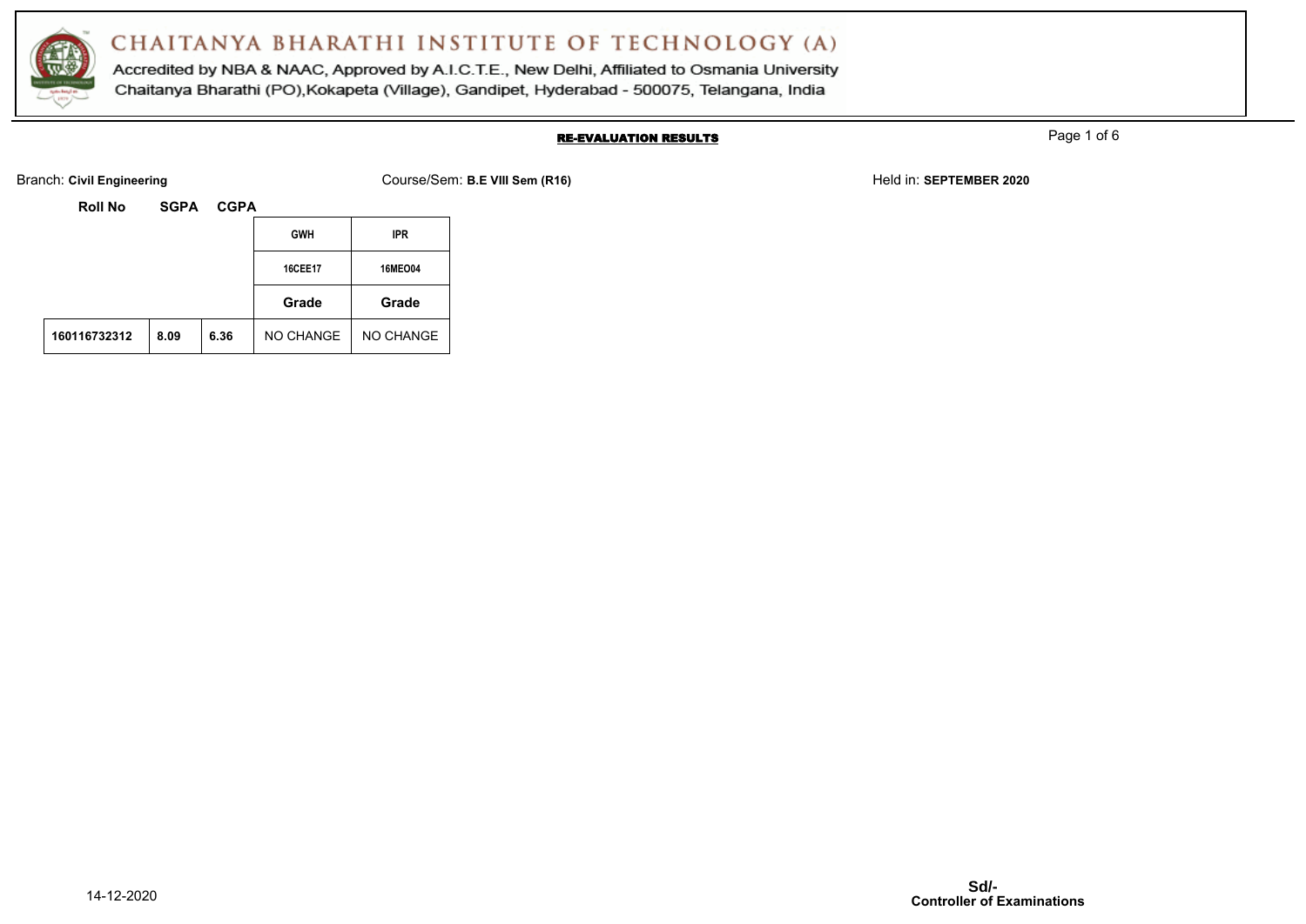# CHAITANYA BHARATHI INSTITUTE OF TECHNOLOGY (A)

Accredited by NBA & NAAC, Approved by A.I.C.T.E., New Delhi, Affiliated to Osmania University

Chaitanya Bharathi (PO),Kokapeta (Village), Gandipet, Hyderabad - 500075, Telangana, India

## RE-EVALUATION RESULTS

Branch: **Civil Engineering** Course/Sem: **B.E VIII Sem (R16)** Held in: **SEPTEMBER 2020**

| Roll No | SGPA | CGPA | GWH | IPR |
|---|---|---|---|---|
| | | | 16CEE17 | 16MEO04 |
| | | | Grade | Grade |
| **160116732312** | **8.09** | **6.36** | NO CHANGE | NO CHANGE |

14-12-2020

**Sd/-**
**Controller of Examinations**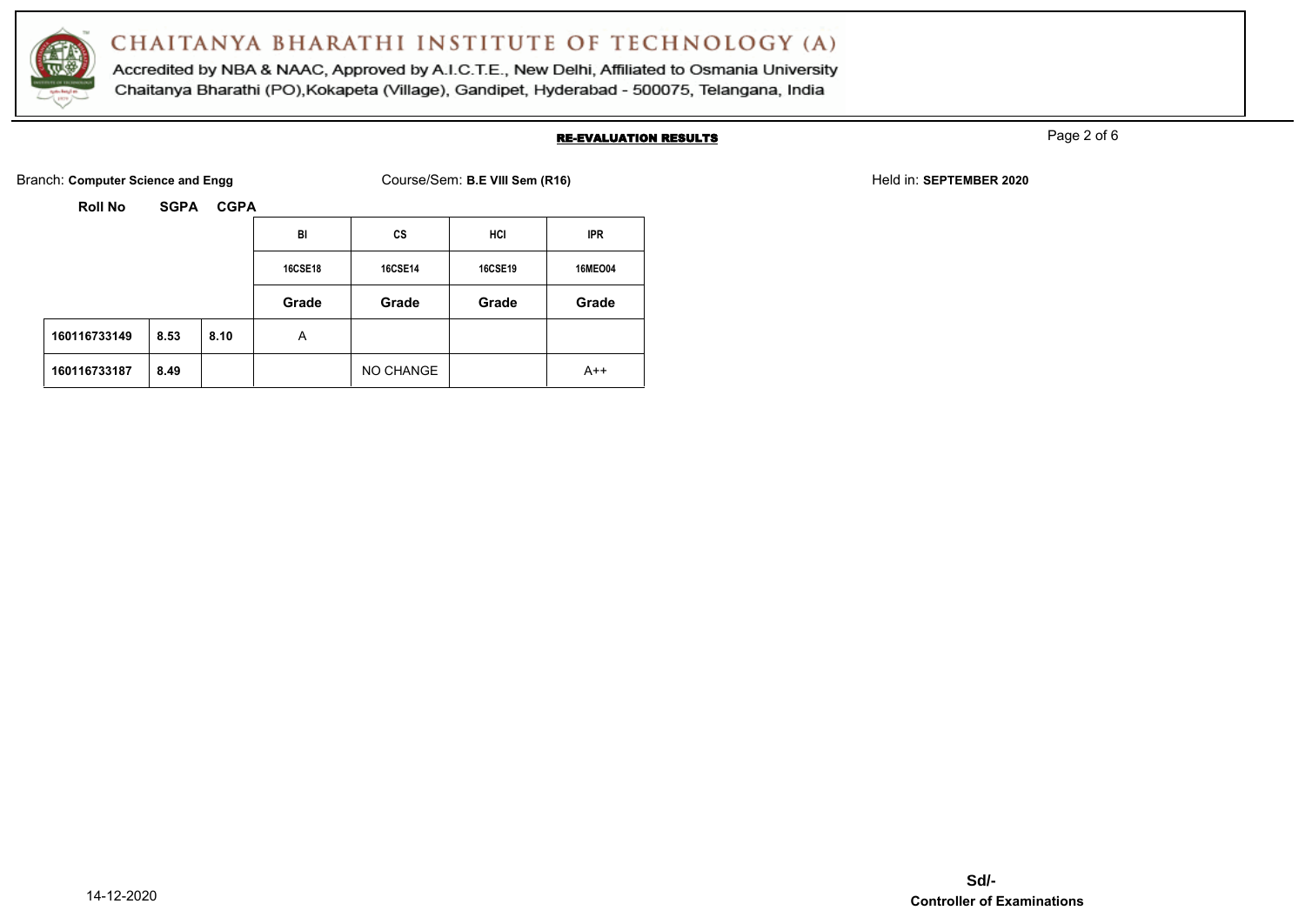# CHAITANYA BHARATHI INSTITUTE OF TECHNOLOGY (A)

Accredited by NBA & NAAC, Approved by A.I.C.T.E., New Delhi, Affiliated to Osmania University
Chaitanya Bharathi (PO),Kokapeta (Village), Gandipet, Hyderabad - 500075, Telangana, India

**RE-EVALUATION RESULTS**

Branch: **Computer Science and Engg** Course/Sem: **B.E VIII Sem (R16)** Held in: **SEPTEMBER 2020**

| Roll No | SGPA | CGPA | BI | CS | HCI | IPR |
|---|---|---|---|---|---|---|
| | | | 16CSE18 | 16CSE14 | 16CSE19 | 16MEO04 |
| | | | Grade | Grade | Grade | Grade |
| 160116733149 | 8.53 | 8.10 | A | | | |
| 160116733187 | 8.49 | | | NO CHANGE | | A++ |

14-12-2020

**Sd/-**
**Controller of Examinations**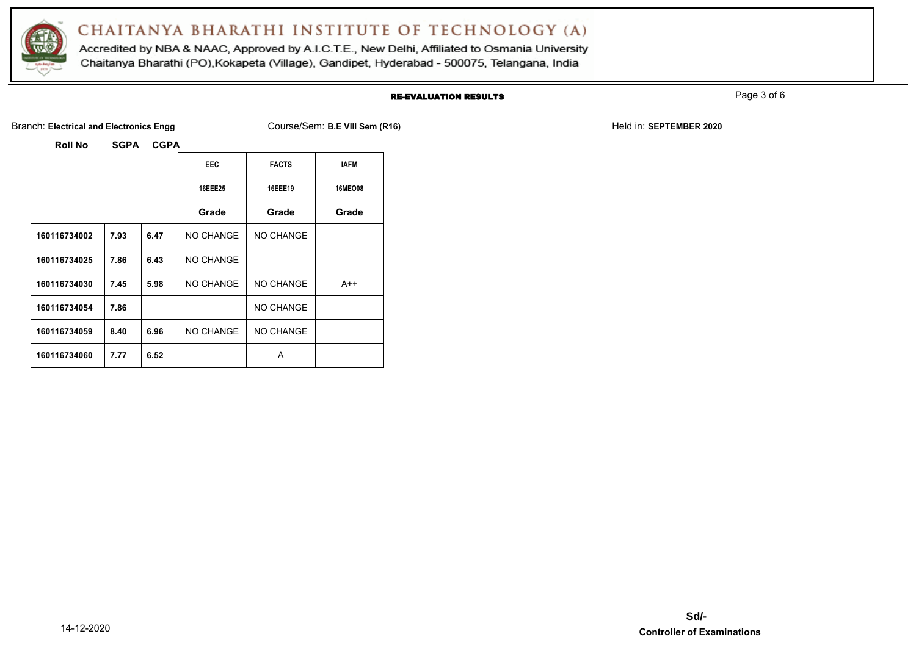# CHAITANYA BHARATHI INSTITUTE OF TECHNOLOGY (A)

Accredited by NBA & NAAC, Approved by A.I.C.T.E., New Delhi, Affiliated to Osmania University
Chaitanya Bharathi (PO),Kokapeta (Village), Gandipet, Hyderabad - 500075, Telangana, India

## RE-EVALUATION RESULTS

Branch: **Electrical and Electronics Engg** Course/Sem: **B.E VIII Sem (R16)** Held in: **SEPTEMBER 2020**

| Roll No | SGPA | CGPA | EEC | FACTS | IAFM |
|---|---|---|---|---|---|
| | | | 16EEE25 | 16EEE19 | 16MEO08 |
| | | | Grade | Grade | Grade |
| 160116734002 | 7.93 | 6.47 | NO CHANGE | NO CHANGE | |
| 160116734025 | 7.86 | 6.43 | NO CHANGE | | |
| 160116734030 | 7.45 | 5.98 | NO CHANGE | NO CHANGE | A++ |
| 160116734054 | 7.86 | | | NO CHANGE | |
| 160116734059 | 8.40 | 6.96 | NO CHANGE | NO CHANGE | |
| 160116734060 | 7.77 | 6.52 | | A | |

14-12-2020

**Sd/-**
**Controller of Examinations**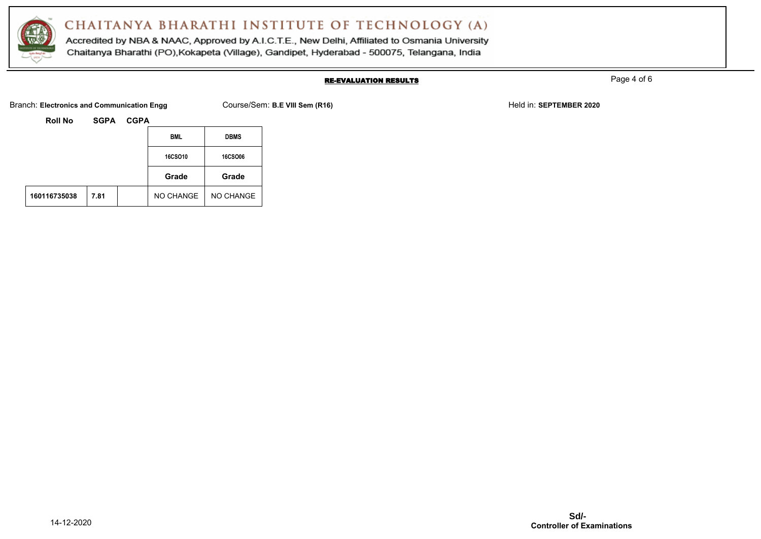# CHAITANYA BHARATHI INSTITUTE OF TECHNOLOGY (A)

Accredited by NBA & NAAC, Approved by A.I.C.T.E., New Delhi, Affiliated to Osmania University
Chaitanya Bharathi (PO),Kokapeta (Village), Gandipet, Hyderabad - 500075, Telangana, India

**RE-EVALUATION RESULTS**

Branch: **Electronics and Communication Engg** Course/Sem: **B.E VIII Sem (R16)** Held in: **SEPTEMBER 2020**

| Roll No | SGPA | CGPA | BML | DBMS |
|---|---|---|---|---|
| | | | 16CSO10 | 16CSO06 |
| | | | Grade | Grade |
| 160116735038 | 7.81 | | NO CHANGE | NO CHANGE |

14-12-2020

**Sd/-**
**Controller of Examinations**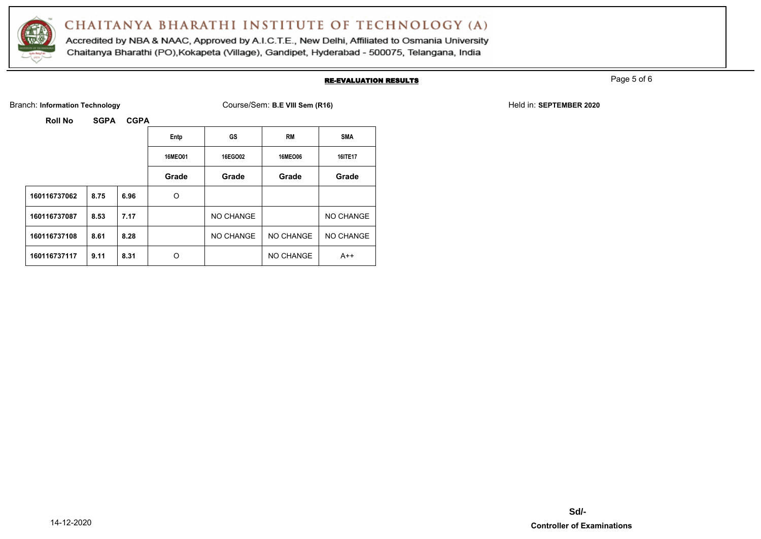# CHAITANYA BHARATHI INSTITUTE OF TECHNOLOGY (A)

Accredited by NBA & NAAC, Approved by A.I.C.T.E., New Delhi, Affiliated to Osmania University
Chaitanya Bharathi (PO),Kokapeta (Village), Gandipet, Hyderabad - 500075, Telangana, India

**RE-EVALUATION RESULTS**

Branch: **Information Technology** Course/Sem: **B.E VIII Sem (R16)** Held in: **SEPTEMBER 2020**

| Roll No | SGPA | CGPA | Entp | GS | RM | SMA |
|---|---|---|---|---|---|---|
| | | | 16MEO01 | 16EGO02 | 16MEO06 | 16ITE17 |
| | | | Grade | Grade | Grade | Grade |
| 160116737062 | 8.75 | 6.96 | O | | | |
| 160116737087 | 8.53 | 7.17 | | NO CHANGE | | NO CHANGE |
| 160116737108 | 8.61 | 8.28 | | NO CHANGE | NO CHANGE | NO CHANGE |
| 160116737117 | 9.11 | 8.31 | O | | NO CHANGE | A++ |

14-12-2020

**Sd/-**
**Controller of Examinations**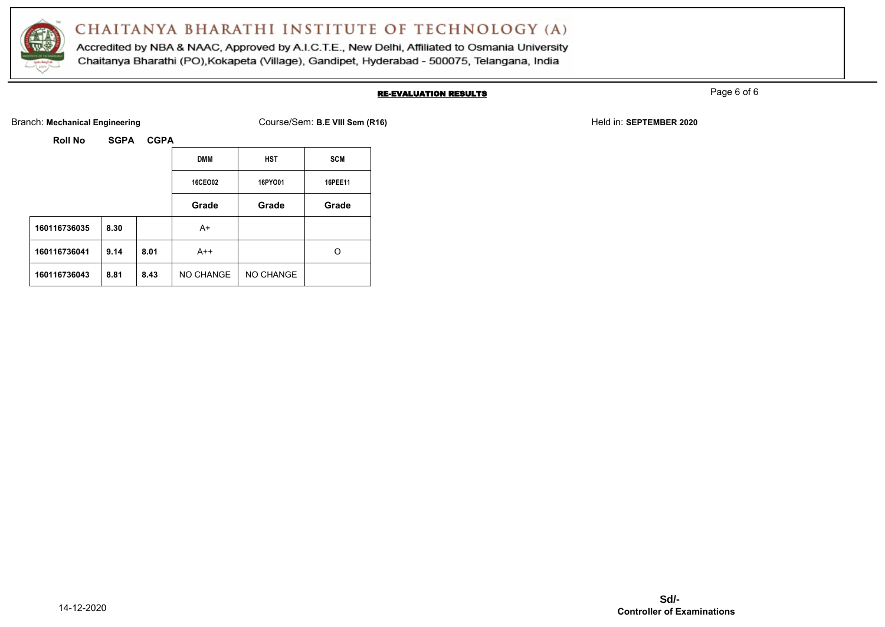# CHAITANYA BHARATHI INSTITUTE OF TECHNOLOGY (A)

Accredited by NBA & NAAC, Approved by A.I.C.T.E., New Delhi, Affiliated to Osmania University

Chaitanya Bharathi (PO),Kokapeta (Village), Gandipet, Hyderabad - 500075, Telangana, India

**RE-EVALUATION RESULTS**

Branch: **Mechanical Engineering** Course/Sem: **B.E VIII Sem (R16)** Held in: **SEPTEMBER 2020**

| Roll No | SGPA | CGPA | DMM | HST | SCM |
|---|---|---|---|---|---|
| | | | 16CEO02 | 16PYO01 | 16PEE11 |
| | | | Grade | Grade | Grade |
| 160116736035 | 8.30 | | A+ | | |
| 160116736041 | 9.14 | 8.01 | A++ | | O |
| 160116736043 | 8.81 | 8.43 | NO CHANGE | NO CHANGE | |

14-12-2020

**Sd/-**
**Controller of Examinations**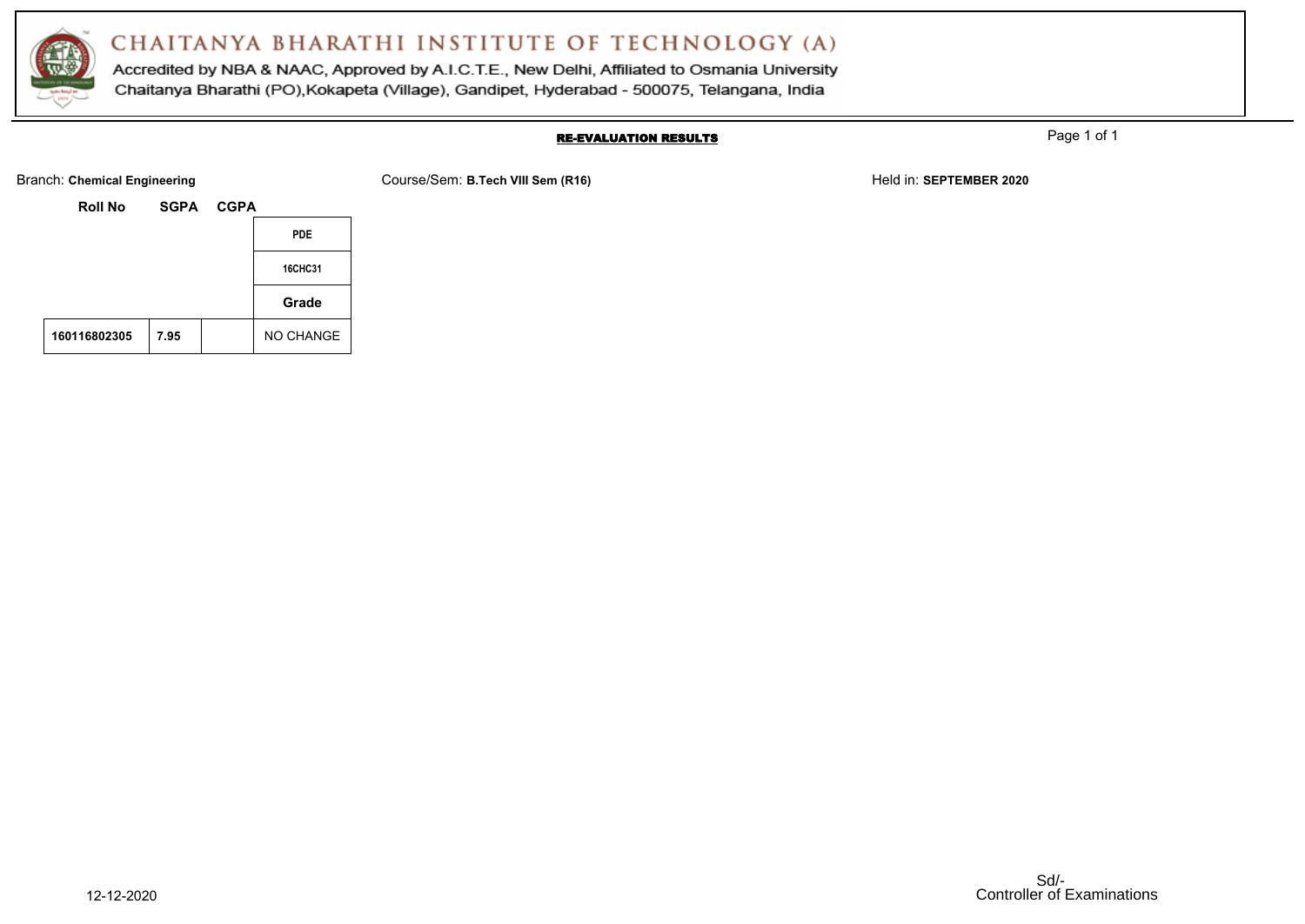# CHAITANYA BHARATHI INSTITUTE OF TECHNOLOGY (A)

Accredited by NBA & NAAC, Approved by A.I.C.T.E., New Delhi, Affiliated to Osmania University
Chaitanya Bharathi (PO),Kokapeta (Village), Gandipet, Hyderabad - 500075, Telangana, India

## RE-EVALUATION RESULTS

Branch: **Chemical Engineering** Course/Sem: **B.Tech VIII Sem (R16)** Held in: **SEPTEMBER 2020**

| Roll No | SGPA | CGPA | PDE |
|---|---|---|---|
| | | | 16CHC31 |
| | | | Grade |
| 160116802305 | 7.95 | | NO CHANGE |

12-12-2020

Sd/-
Controller of Examinations